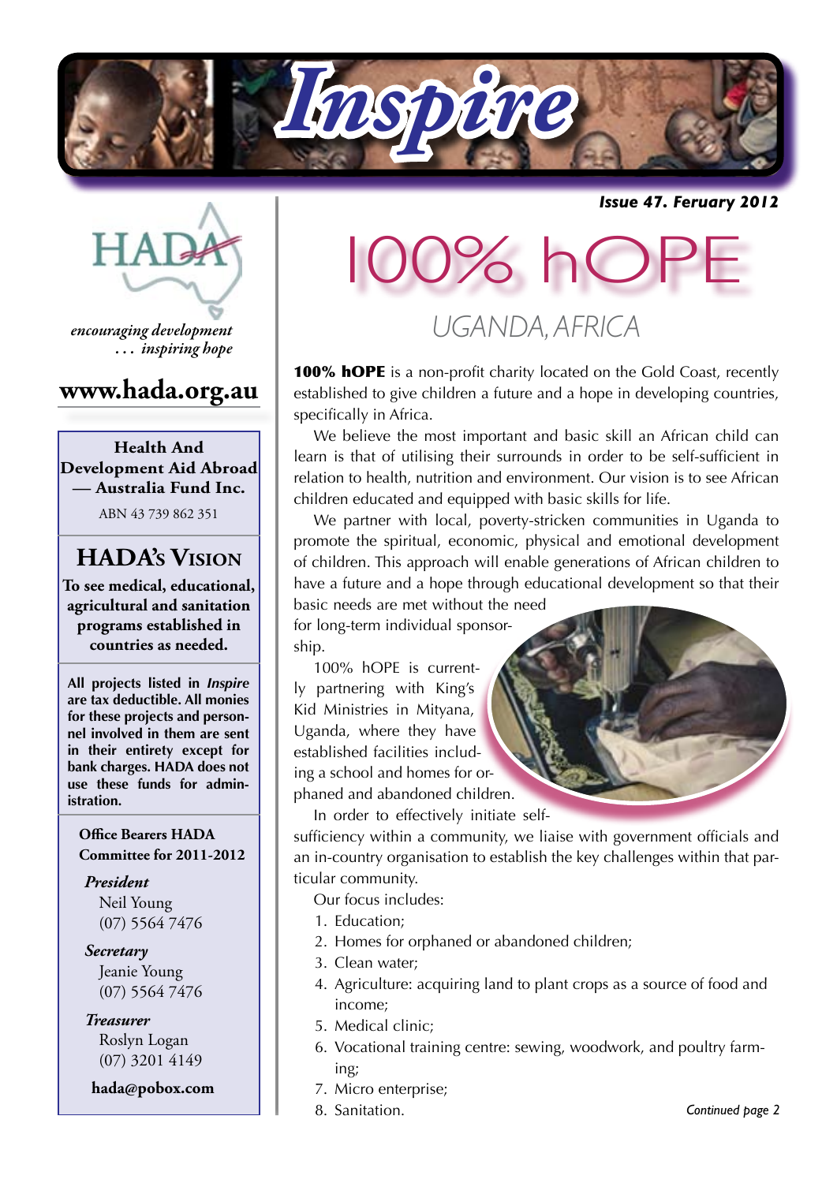# Inspire

*Issue 47. Feruary 2012*

HADA

*encouraging development*
*. . . inspiring hope*

## www.hada.org.au

**Health And Development Aid Abroad — Australia Fund Inc.**

ABN 43 739 862 351

## HADA's Vision

**To see medical, educational, agricultural and sanitation programs established in countries as needed.**

**All projects listed in *Inspire* are tax deductible. All monies for these projects and personnel involved in them are sent in their entirety except for bank charges. HADA does not use these funds for administration.**

**Office Bearers HADA Committee for 2011-2012**

***President***
Neil Young
(07) 5564 7476

***Secretary***
Jeanie Young
(07) 5564 7476

***Treasurer***
Roslyn Logan
(07) 3201 4149

**hada@pobox.com**

# 100% hOPE

## UGANDA, AFRICA

**100% hOPE** is a non-profit charity located on the Gold Coast, recently established to give children a future and a hope in developing countries, specifically in Africa.

We believe the most important and basic skill an African child can learn is that of utilising their surrounds in order to be self-sufficient in relation to health, nutrition and environment. Our vision is to see African children educated and equipped with basic skills for life.

We partner with local, poverty-stricken communities in Uganda to promote the spiritual, economic, physical and emotional development of children. This approach will enable generations of African children to have a future and a hope through educational development so that their basic needs are met without the need for long-term individual sponsorship.

100% hOPE is currently partnering with King's Kid Ministries in Mityana, Uganda, where they have established facilities including a school and homes for orphaned and abandoned children.

In order to effectively initiate self-sufficiency within a community, we liaise with government officials and an in-country organisation to establish the key challenges within that particular community.

Our focus includes:

1. Education;
2. Homes for orphaned or abandoned children;
3. Clean water;
4. Agriculture: acquiring land to plant crops as a source of food and income;
5. Medical clinic;
6. Vocational training centre: sewing, woodwork, and poultry farming;
7. Micro enterprise;
8. Sanitation.

*Continued page 2*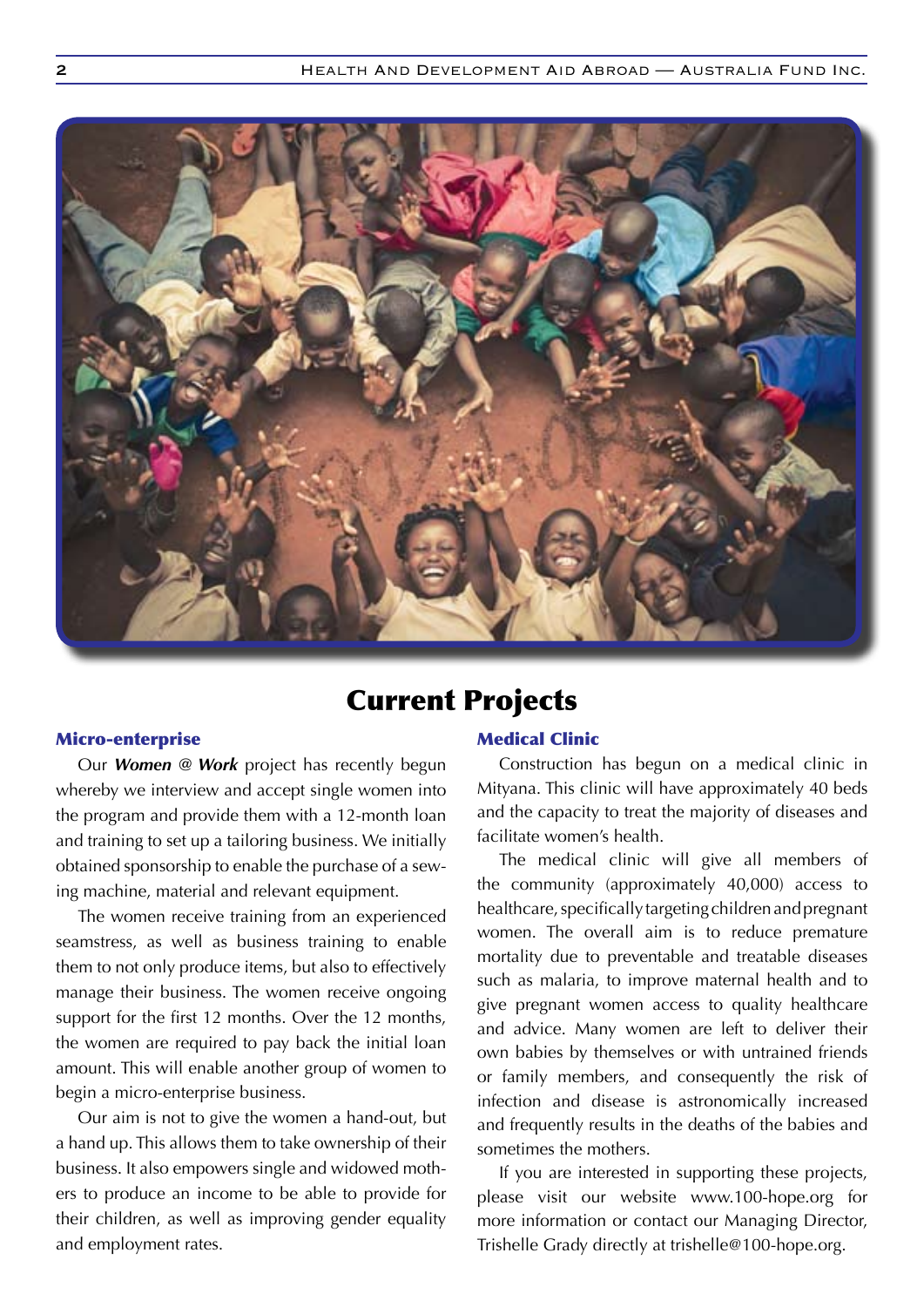# Current Projects

## Micro-enterprise

Our ***Women @ Work*** project has recently begun whereby we interview and accept single women into the program and provide them with a 12-month loan and training to set up a tailoring business. We initially obtained sponsorship to enable the purchase of a sewing machine, material and relevant equipment.

The women receive training from an experienced seamstress, as well as business training to enable them to not only produce items, but also to effectively manage their business. The women receive ongoing support for the first 12 months. Over the 12 months, the women are required to pay back the initial loan amount. This will enable another group of women to begin a micro-enterprise business.

Our aim is not to give the women a hand-out, but a hand up. This allows them to take ownership of their business. It also empowers single and widowed mothers to produce an income to be able to provide for their children, as well as improving gender equality and employment rates.

## Medical Clinic

Construction has begun on a medical clinic in Mityana. This clinic will have approximately 40 beds and the capacity to treat the majority of diseases and facilitate women's health.

The medical clinic will give all members of the community (approximately 40,000) access to healthcare, specifically targeting children and pregnant women. The overall aim is to reduce premature mortality due to preventable and treatable diseases such as malaria, to improve maternal health and to give pregnant women access to quality healthcare and advice. Many women are left to deliver their own babies by themselves or with untrained friends or family members, and consequently the risk of infection and disease is astronomically increased and frequently results in the deaths of the babies and sometimes the mothers.

If you are interested in supporting these projects, please visit our website www.100-hope.org for more information or contact our Managing Director, Trishelle Grady directly at trishelle@100-hope.org.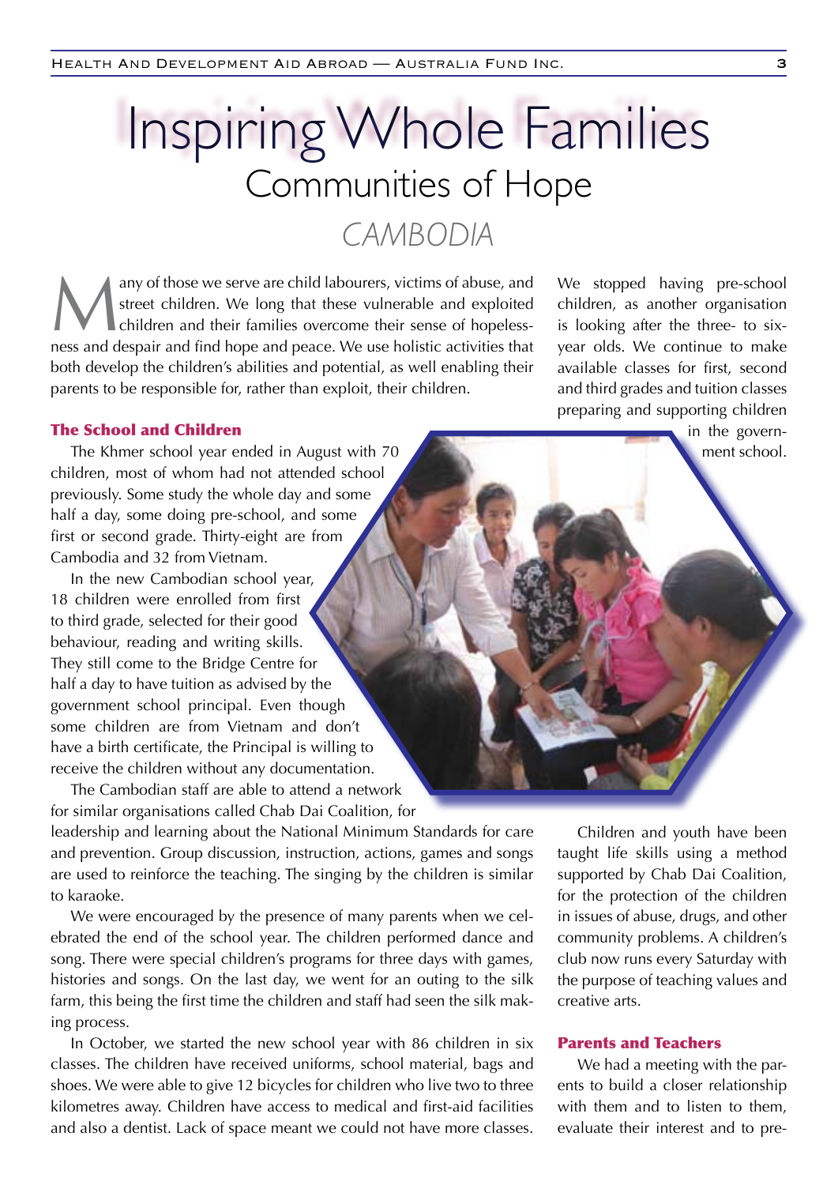# Inspiring Whole Families

## Communities of Hope

### CAMBODIA

Many of those we serve are child labourers, victims of abuse, and street children. We long that these vulnerable and exploited children and their families overcome their sense of hopelessness and despair and find hope and peace. We use holistic activities that both develop the children's abilities and potential, as well enabling their parents to be responsible for, rather than exploit, their children.

### The School and Children

The Khmer school year ended in August with 70 children, most of whom had not attended school previously. Some study the whole day and some half a day, some doing pre-school, and some first or second grade. Thirty-eight are from Cambodia and 32 from Vietnam.

In the new Cambodian school year, 18 children were enrolled from first to third grade, selected for their good behaviour, reading and writing skills. They still come to the Bridge Centre for half a day to have tuition as advised by the government school principal. Even though some children are from Vietnam and don't have a birth certificate, the Principal is willing to receive the children without any documentation.

The Cambodian staff are able to attend a network for similar organisations called Chab Dai Coalition, for leadership and learning about the National Minimum Standards for care and prevention. Group discussion, instruction, actions, games and songs are used to reinforce the teaching. The singing by the children is similar to karaoke.

We were encouraged by the presence of many parents when we celebrated the end of the school year. The children performed dance and song. There were special children's programs for three days with games, histories and songs. On the last day, we went for an outing to the silk farm, this being the first time the children and staff had seen the silk making process.

In October, we started the new school year with 86 children in six classes. The children have received uniforms, school material, bags and shoes. We were able to give 12 bicycles for children who live two to three kilometres away. Children have access to medical and first-aid facilities and also a dentist. Lack of space meant we could not have more classes.

We stopped having pre-school children, as another organisation is looking after the three- to six-year olds. We continue to make available classes for first, second and third grades and tuition classes preparing and supporting children in the government school.

Children and youth have been taught life skills using a method supported by Chab Dai Coalition, for the protection of the children in issues of abuse, drugs, and other community problems. A children's club now runs every Saturday with the purpose of teaching values and creative arts.

### Parents and Teachers

We had a meeting with the parents to build a closer relationship with them and to listen to them, evaluate their interest and to pre-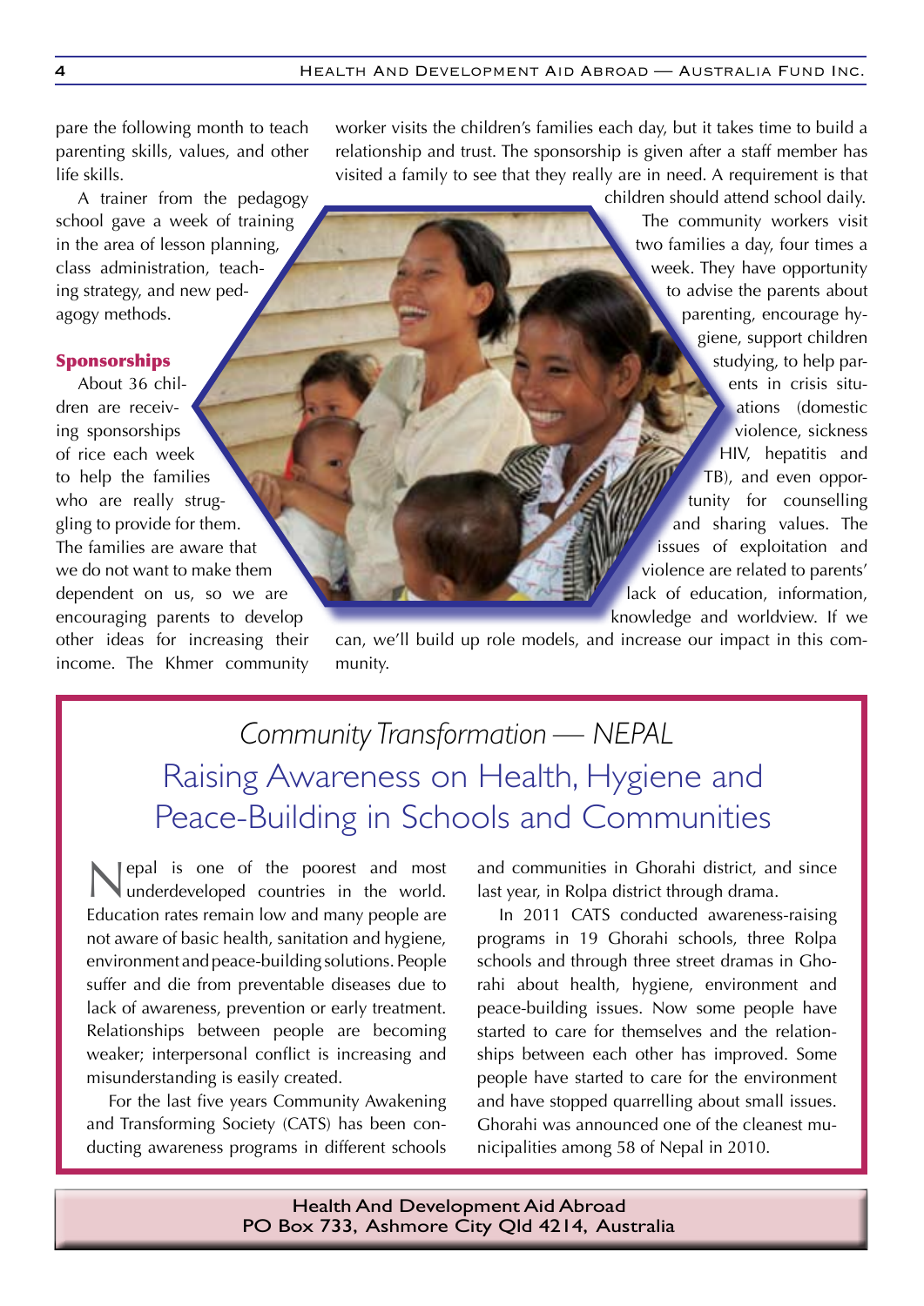pare the following month to teach parenting skills, values, and other life skills.

A trainer from the pedagogy school gave a week of training in the area of lesson planning, class administration, teaching strategy, and new pedagogy methods.

### Sponsorships

About 36 children are receiving sponsorships of rice each week to help the families who are really struggling to provide for them. The families are aware that we do not want to make them dependent on us, so we are encouraging parents to develop other ideas for increasing their income. The Khmer community worker visits the children's families each day, but it takes time to build a relationship and trust. The sponsorship is given after a staff member has visited a family to see that they really are in need. A requirement is that children should attend school daily.

The community workers visit two families a day, four times a week. They have opportunity to advise the parents about parenting, encourage hygiene, support children studying, to help parents in crisis situations (domestic violence, sickness HIV, hepatitis and TB), and even opportunity for counselling and sharing values. The issues of exploitation and violence are related to parents' lack of education, information, knowledge and worldview. If we can, we'll build up role models, and increase our impact in this community.

## *Community Transformation — NEPAL*

## Raising Awareness on Health, Hygiene and Peace-Building in Schools and Communities

Nepal is one of the poorest and most underdeveloped countries in the world. Education rates remain low and many people are not aware of basic health, sanitation and hygiene, environment and peace-building solutions. People suffer and die from preventable diseases due to lack of awareness, prevention or early treatment. Relationships between people are becoming weaker; interpersonal conflict is increasing and misunderstanding is easily created.

For the last five years Community Awakening and Transforming Society (CATS) has been conducting awareness programs in different schools and communities in Ghorahi district, and since last year, in Rolpa district through drama.

In 2011 CATS conducted awareness-raising programs in 19 Ghorahi schools, three Rolpa schools and through three street dramas in Ghorahi about health, hygiene, environment and peace-building issues. Now some people have started to care for themselves and the relationships between each other has improved. Some people have started to care for the environment and have stopped quarrelling about small issues. Ghorahi was announced one of the cleanest municipalities among 58 of Nepal in 2010.

**Health And Development Aid Abroad**
**PO Box 733, Ashmore City Qld 4214, Australia**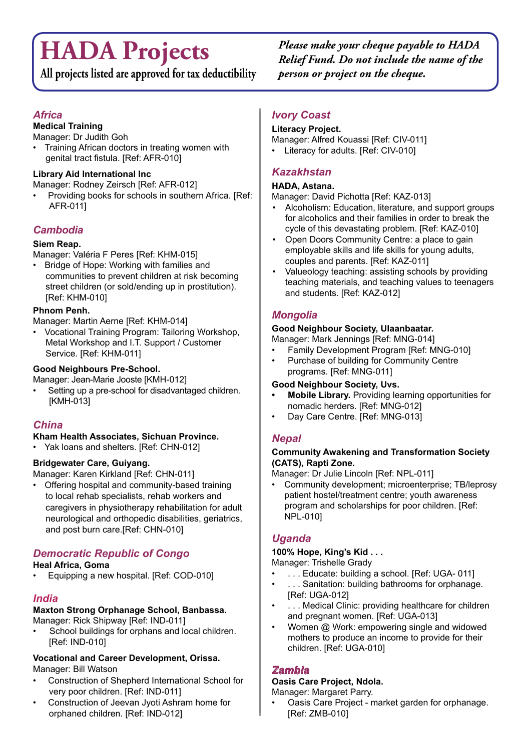# HADA Projects

All projects listed are approved for tax deductibility

*Please make your cheque payable to HADA Relief Fund. Do not include the name of the person or project on the cheque.*

## *Africa*

**Medical Training**

Manager: Dr Judith Goh

- Training African doctors in treating women with genital tract fistula. [Ref: AFR-010]

**Library Aid International Inc**

Manager: Rodney Zeirsch [Ref: AFR-012]

- Providing books for schools in southern Africa. [Ref: AFR-011]

## *Cambodia*

**Siem Reap.**

Manager: Valéria F Peres [Ref: KHM-015]

- Bridge of Hope: Working with families and communities to prevent children at risk becoming street children (or sold/ending up in prostitution). [Ref: KHM-010]

**Phnom Penh.**

Manager: Martin Aerne [Ref: KHM-014]

- Vocational Training Program: Tailoring Workshop, Metal Workshop and I.T. Support / Customer Service. [Ref: KHM-011]

**Good Neighbours Pre-School.**

Manager: Jean-Marie Jooste [KMH-012]

- Setting up a pre-school for disadvantaged children. [KMH-013]

## *China*

**Kham Health Associates, Sichuan Province.**

- Yak loans and shelters. [Ref: CHN-012]

**Bridgewater Care, Guiyang.**

Manager: Karen Kirkland [Ref: CHN-011]

- Offering hospital and community-based training to local rehab specialists, rehab workers and caregivers in physiotherapy rehabilitation for adult neurological and orthopedic disabilities, geriatrics, and post burn care.[Ref: CHN-010]

## *Democratic Republic of Congo*

**Heal Africa, Goma**

- Equipping a new hospital. [Ref: COD-010]

## *India*

**Maxton Strong Orphanage School, Banbassa.**

Manager: Rick Shipway [Ref: IND-011]

- School buildings for orphans and local children. [Ref: IND-010]

**Vocational and Career Development, Orissa.**

Manager: Bill Watson

- Construction of Shepherd International School for very poor children. [Ref: IND-011]
- Construction of Jeevan Jyoti Ashram home for orphaned children. [Ref: IND-012]

## *Ivory Coast*

**Literacy Project.**

Manager: Alfred Kouassi [Ref: CIV-011]

- Literacy for adults. [Ref: CIV-010]

## *Kazakhstan*

**HADA, Astana.**

Manager: David Pichotta [Ref: KAZ-013]

- Alcoholism: Education, literature, and support groups for alcoholics and their families in order to break the cycle of this devastating problem. [Ref: KAZ-010]
- Open Doors Community Centre: a place to gain employable skills and life skills for young adults, couples and parents. [Ref: KAZ-011]
- Valueology teaching: assisting schools by providing teaching materials, and teaching values to teenagers and students. [Ref: KAZ-012]

## *Mongolia*

**Good Neighbour Society, Ulaanbaatar.**

Manager: Mark Jennings [Ref: MNG-014]

- Family Development Program [Ref: MNG-010]
- Purchase of building for Community Centre programs. [Ref: MNG-011]

**Good Neighbour Society, Uvs.**

- **Mobile Library.** Providing learning opportunities for nomadic herders. [Ref: MNG-012]
- Day Care Centre. [Ref: MNG-013]

## *Nepal*

**Community Awakening and Transformation Society (CATS), Rapti Zone.**

Manager: Dr Julie Lincoln [Ref: NPL-011]

- Community development; microenterprise; TB/leprosy patient hostel/treatment centre; youth awareness program and scholarships for poor children. [Ref: NPL-010]

## *Uganda*

**100% Hope, King's Kid . . .**

Manager: Trishelle Grady

- . . . Educate: building a school. [Ref: UGA- 011]
- . . . Sanitation: building bathrooms for orphanage. [Ref: UGA-012]
- . . . Medical Clinic: providing healthcare for children and pregnant women. [Ref: UGA-013]
- Women @ Work: empowering single and widowed mothers to produce an income to provide for their children. [Ref: UGA-010]

## *Zambia*

**Oasis Care Project, Ndola.**

Manager: Margaret Parry.

- Oasis Care Project - market garden for orphanage. [Ref: ZMB-010]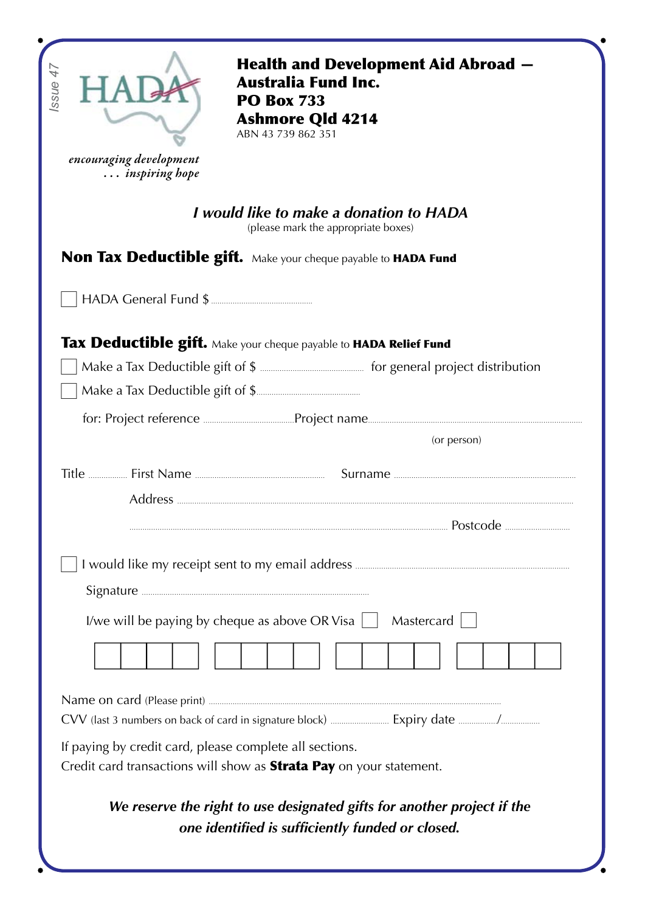Issue 47

HADA

*encouraging development*
*. . . inspiring hope*

**Health and Development Aid Abroad — Australia Fund Inc.**
**PO Box 733**
**Ashmore Qld 4214**
ABN 43 739 862 351

## *I would like to make a donation to HADA*

(please mark the appropriate boxes)

**Non Tax Deductible gift.** Make your cheque payable to **HADA Fund**

☐ HADA General Fund $ ..........................

**Tax Deductible gift.** Make your cheque payable to **HADA Relief Fund**

☐ Make a Tax Deductible gift of $ .......................... for general project distribution

☐ Make a Tax Deductible gift of $..........................

for: Project reference ..........................Project name..........................
(or person)

Title .......... First Name .......................... Surname ..........................

Address ..........................

.......................... Postcode ..........

☐ I would like my receipt sent to my email address ..........................

Signature ..........................

I/we will be paying by cheque as above OR Visa ☐ Mastercard ☐

☐☐☐☐ ☐☐☐☐ ☐☐☐☐ ☐☐☐☐

Name on card (Please print) ..........................

CVV (last 3 numbers on back of card in signature block) .......... Expiry date ........./.........

If paying by credit card, please complete all sections.
Credit card transactions will show as **Strata Pay** on your statement.

***We reserve the right to use designated gifts for another project if the one identified is sufficiently funded or closed.***